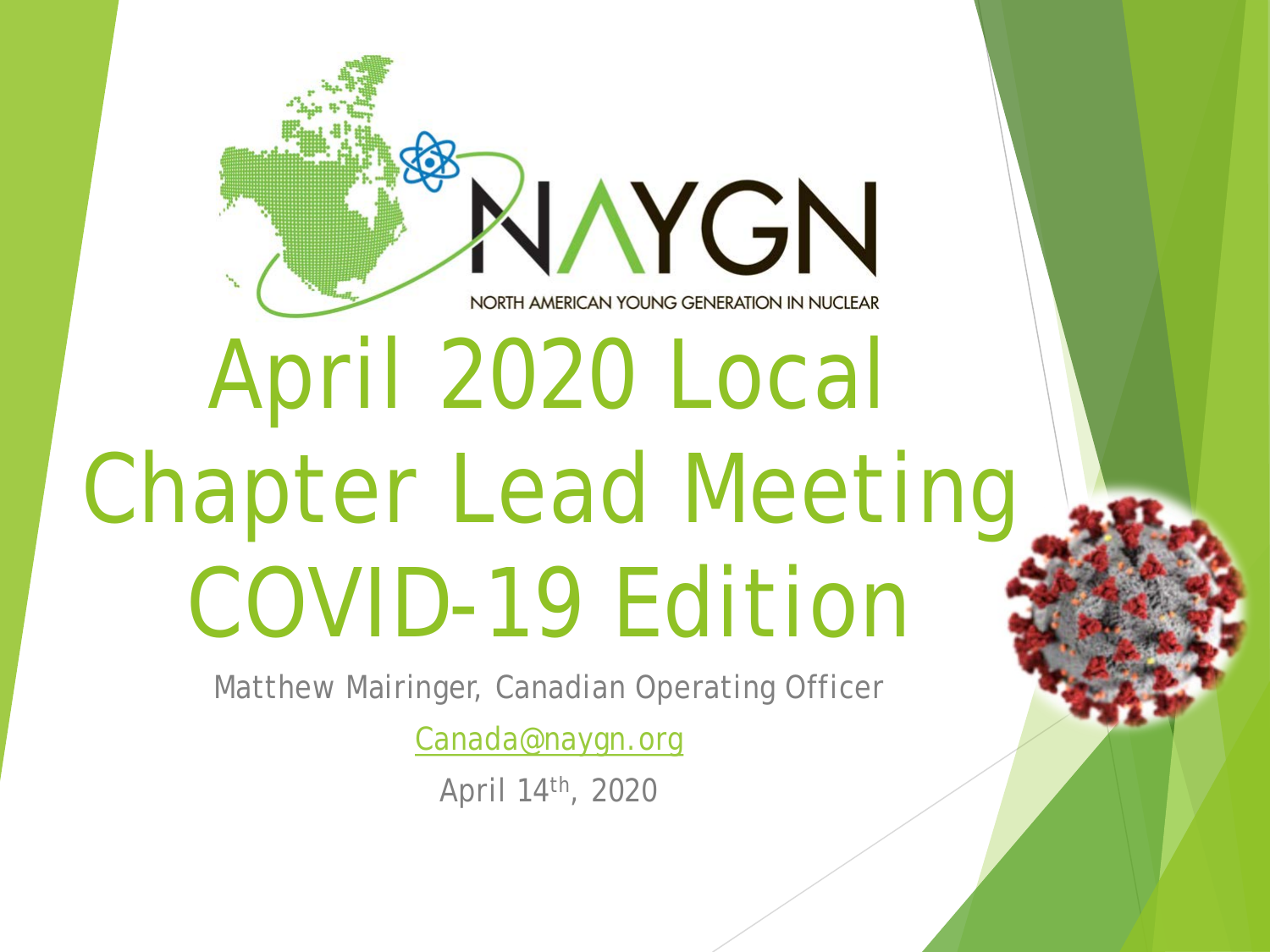NAYGN

NORTH AMERICAN YOUNG GENERATION IN NUCLEAR

# April 2020 Local Chapter Lead Meeting COVID-19 Edition

Matthew Mairinger, Canadian Operating Officer

Canada@naygn.org

April 14th, 2020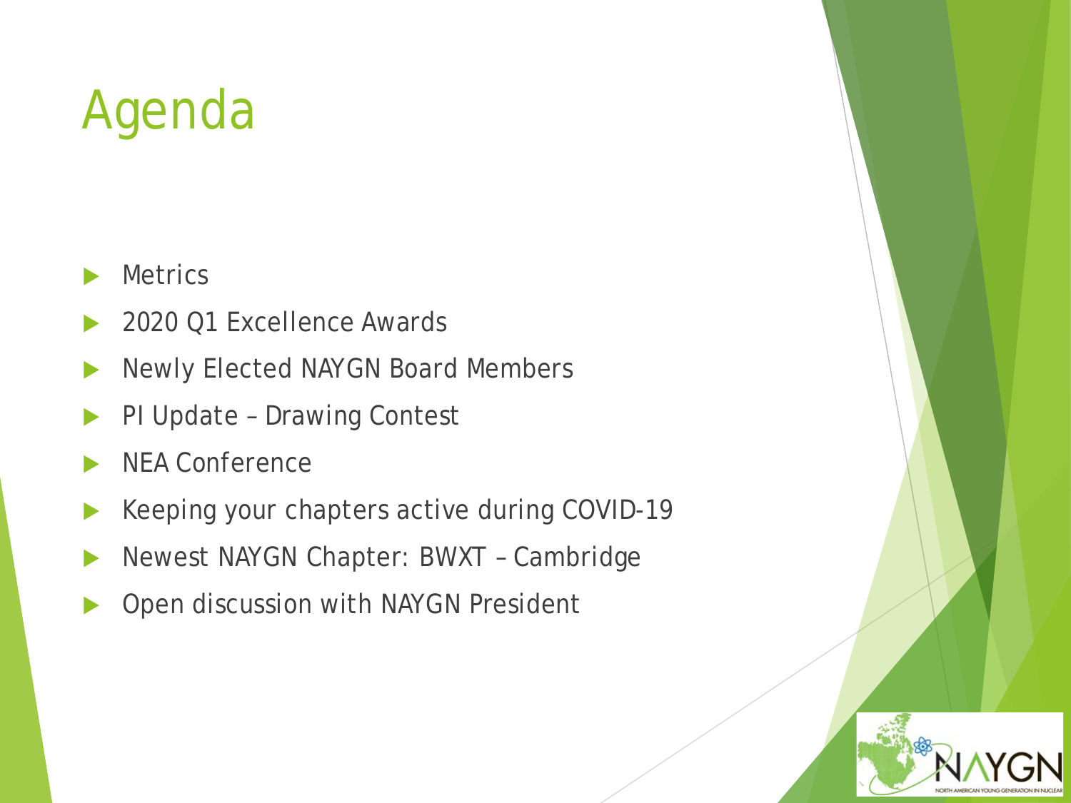# Agenda

- Metrics
- 2020 Q1 Excellence Awards
- Newly Elected NAYGN Board Members
- PI Update – Drawing Contest
- NEA Conference
- Keeping your chapters active during COVID-19
- Newest NAYGN Chapter: BWXT – Cambridge
- Open discussion with NAYGN President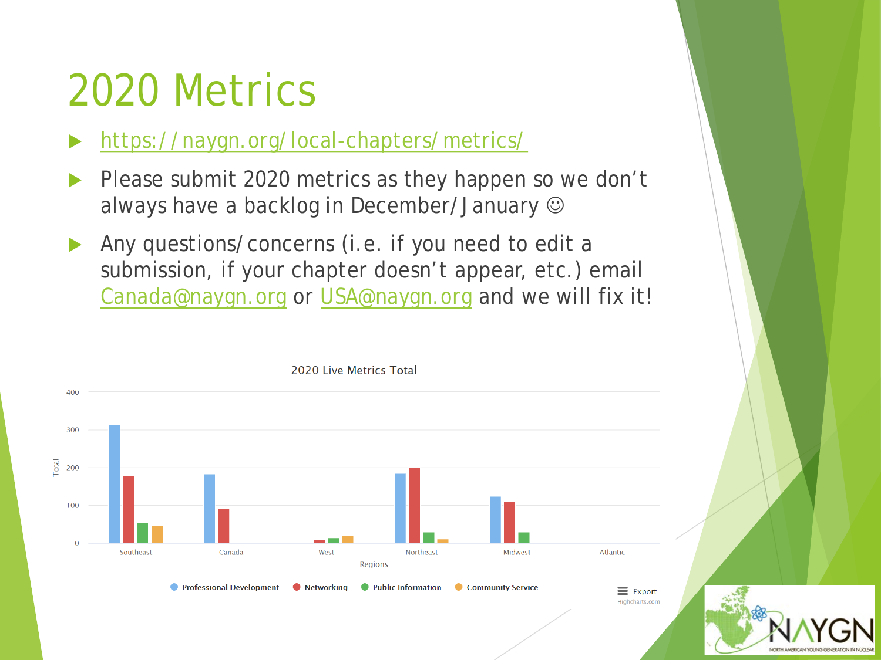# 2020 Metrics

- https://naygn.org/local-chapters/metrics/
- Please submit 2020 metrics as they happen so we don't always have a backlog in December/January ☺
- Any questions/concerns (i.e. if you need to edit a submission, if your chapter doesn't appear, etc.) email Canada@naygn.org or USA@naygn.org and we will fix it!

2020 Live Metrics Total

Total

400
300
200
100
0

Southeast | Canada | West | Northeast | Midwest | Atlantic

Regions

Professional Development | Networking | Public Information | Community Service

Export

Highcharts.com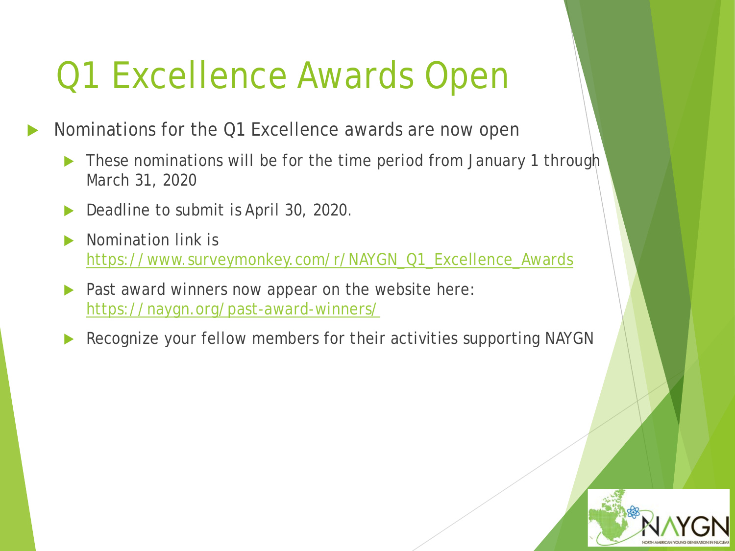# Q1 Excellence Awards Open

- Nominations for the Q1 Excellence awards are now open
  - These nominations will be for the time period from January 1 through March 31, 2020
  - Deadline to submit is April 30, 2020.
  - Nomination link is https://www.surveymonkey.com/r/NAYGN_Q1_Excellence_Awards
  - Past award winners now appear on the website here: https://naygn.org/past-award-winners/
  - Recognize your fellow members for their activities supporting NAYGN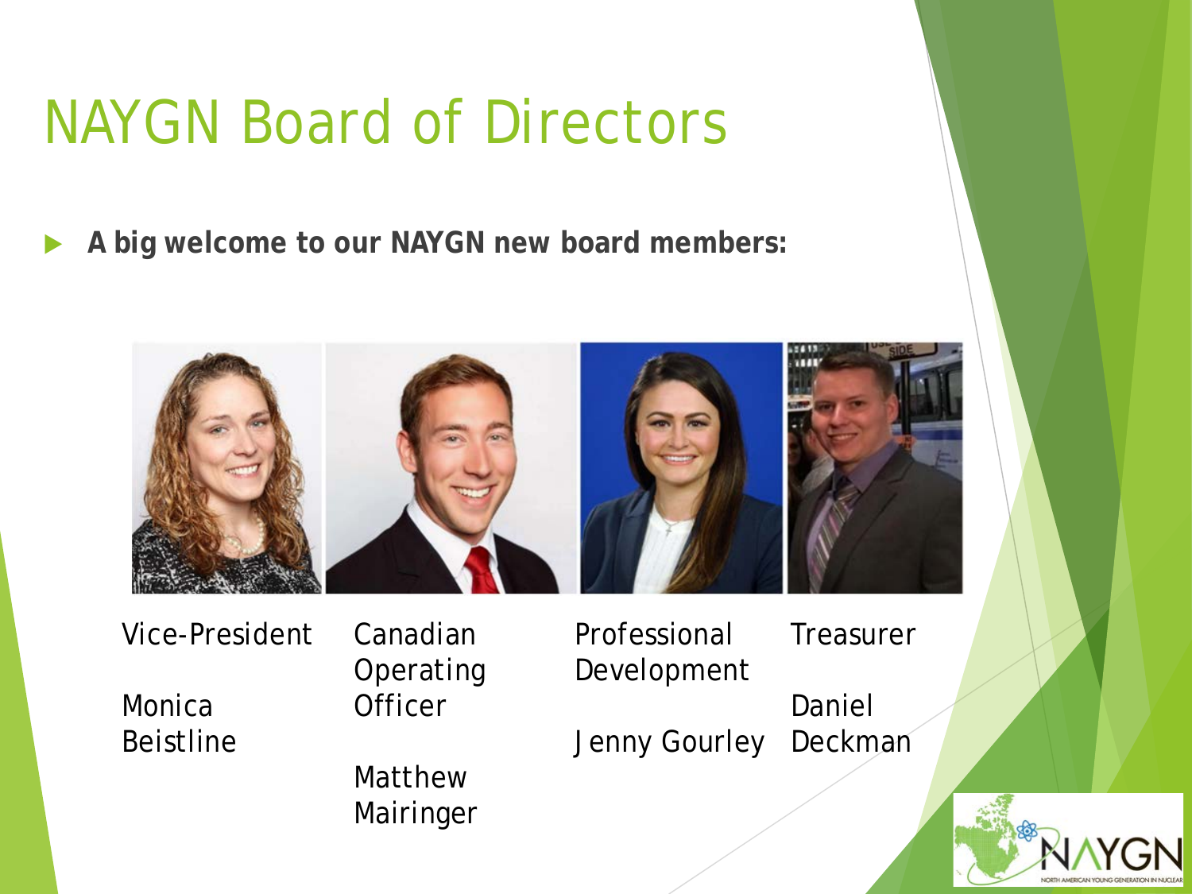# NAYGN Board of Directors

- **A big welcome to our NAYGN new board members:**

| Vice-President | Canadian Operating Officer | Professional Development | Treasurer |
| --- | --- | --- | --- |
| Monica Beistline | Matthew Mairinger | Jenny Gourley | Daniel Deckman |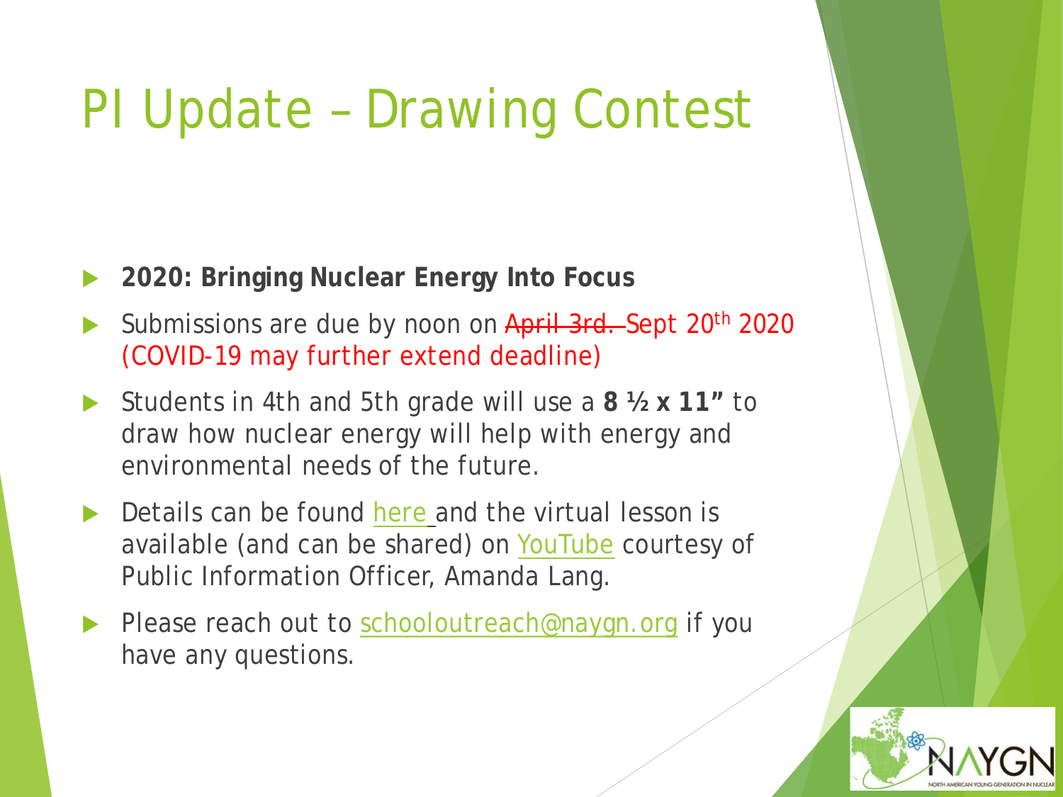# PI Update – Drawing Contest

- **2020: Bringing Nuclear Energy Into Focus**
- Submissions are due by noon on ~~April 3rd.~~ Sept 20th 2020 (COVID-19 may further extend deadline)
- Students in 4th and 5th grade will use a **8 ½ x 11"** to draw how nuclear energy will help with energy and environmental needs of the future.
- Details can be found here and the virtual lesson is available (and can be shared) on YouTube courtesy of Public Information Officer, Amanda Lang.
- Please reach out to schooloutreach@naygn.org if you have any questions.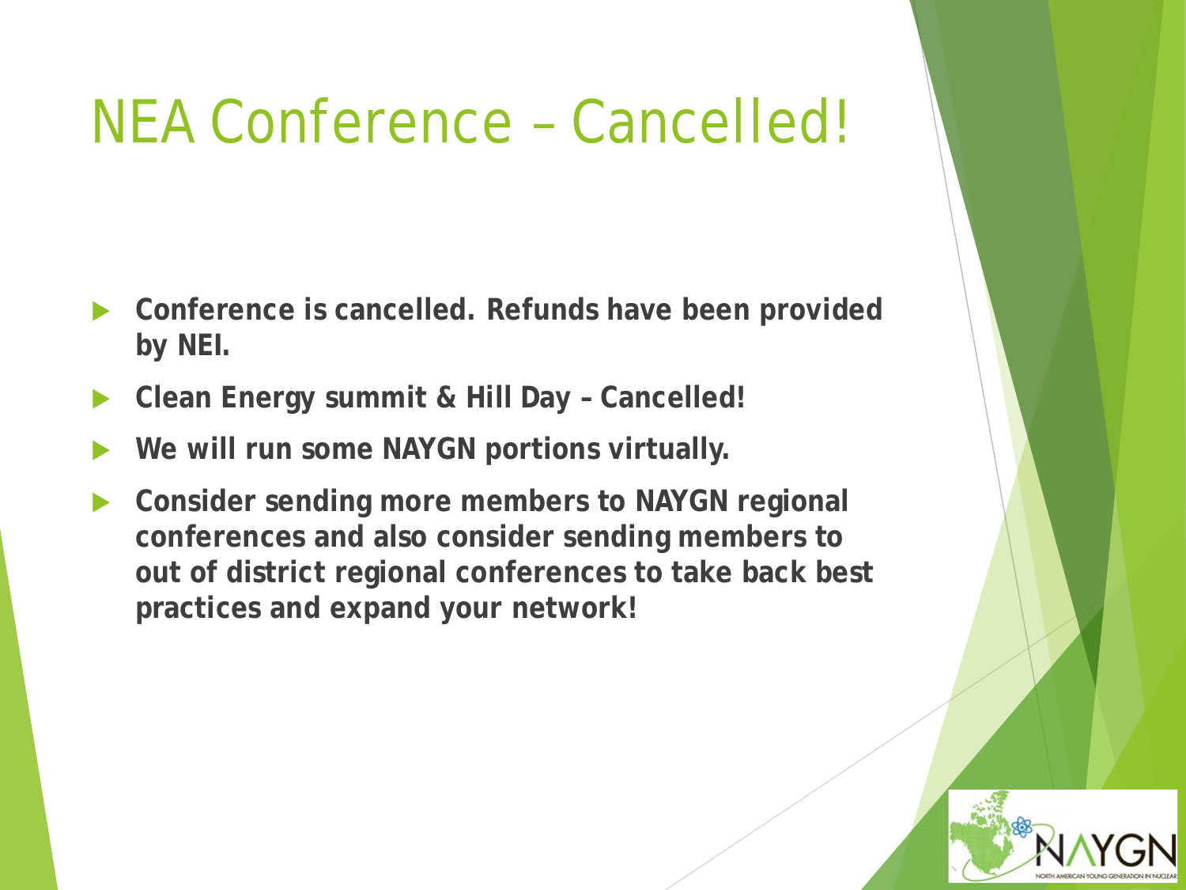# NEA Conference – Cancelled!

- **Conference is cancelled. Refunds have been provided by NEI.**
- **Clean Energy summit & Hill Day – Cancelled!**
- **We will run some NAYGN portions virtually.**
- **Consider sending more members to NAYGN regional conferences and also consider sending members to out of district regional conferences to take back best practices and expand your network!**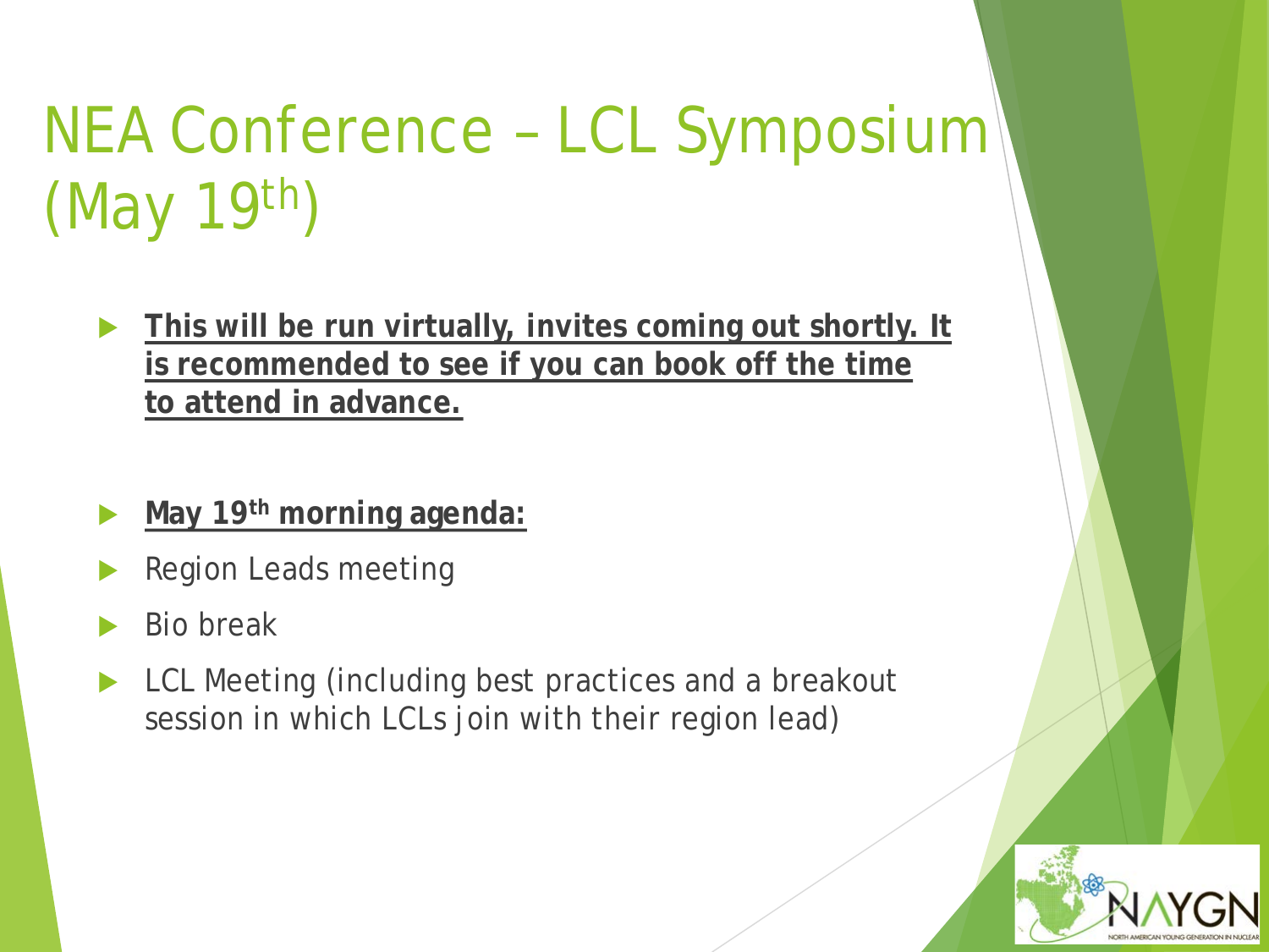# NEA Conference – LCL Symposium (May 19th)

- **This will be run virtually, invites coming out shortly. It is recommended to see if you can book off the time to attend in advance.**

- **May 19th morning agenda:**
- Region Leads meeting
- Bio break
- LCL Meeting (including best practices and a breakout session in which LCLs join with their region lead)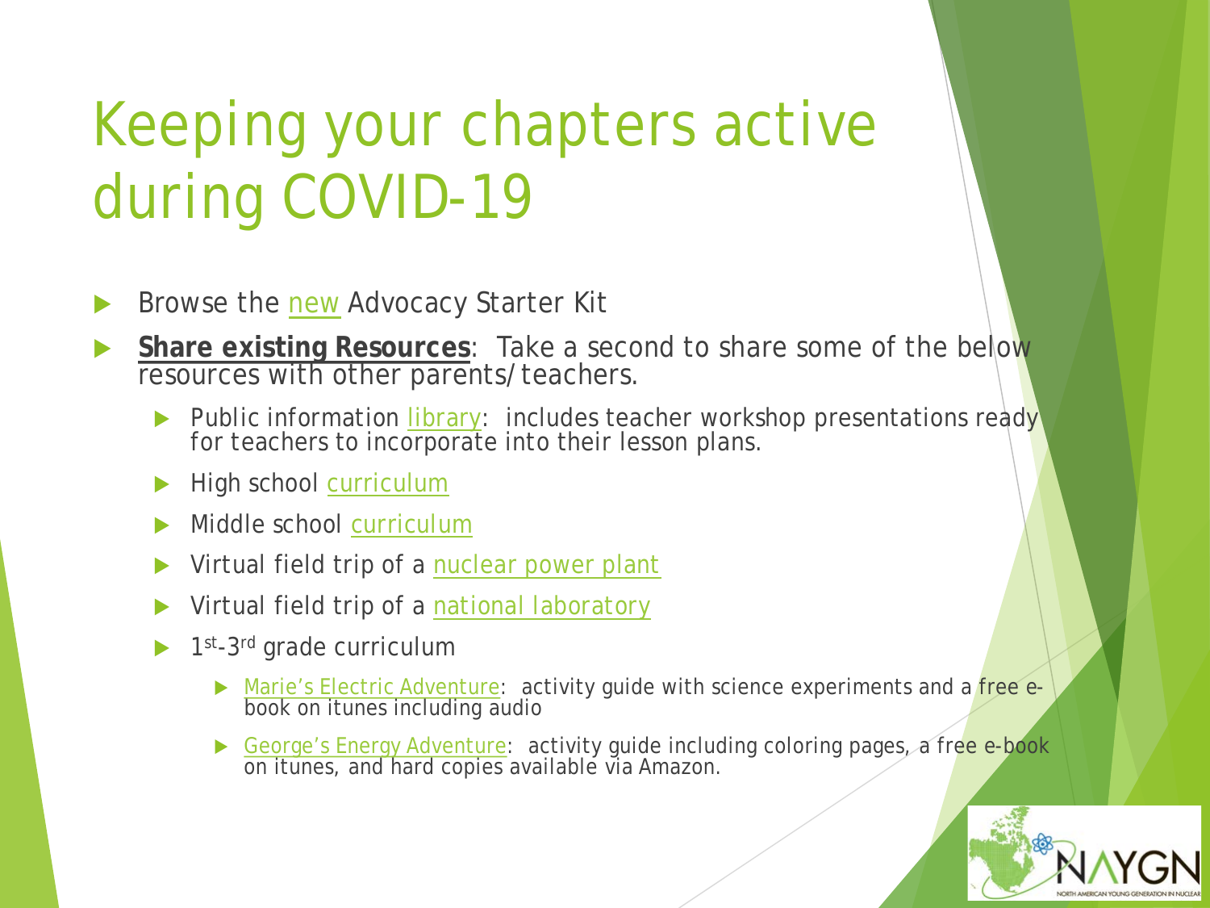# Keeping your chapters active during COVID-19

- Browse the new Advocacy Starter Kit
- **Share existing Resources**: Take a second to share some of the below resources with other parents/teachers.
  - Public information library: includes teacher workshop presentations ready for teachers to incorporate into their lesson plans.
  - High school curriculum
  - Middle school curriculum
  - Virtual field trip of a nuclear power plant
  - Virtual field trip of a national laboratory
  - 1st-3rd grade curriculum
    - Marie's Electric Adventure: activity guide with science experiments and a free e-book on itunes including audio
    - George's Energy Adventure: activity guide including coloring pages, a free e-book on itunes, and hard copies available via Amazon.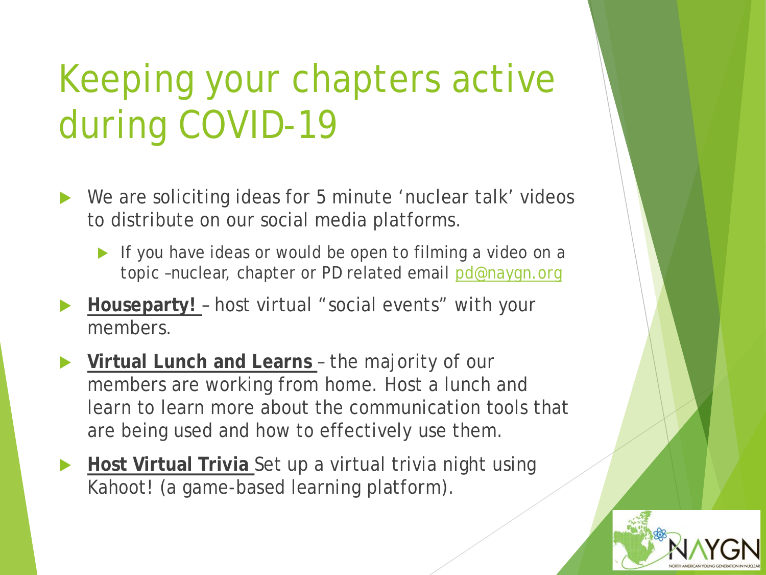# Keeping your chapters active during COVID-19

- We are soliciting ideas for 5 minute 'nuclear talk' videos to distribute on our social media platforms.
  - If you have ideas or would be open to filming a video on a topic –nuclear, chapter or PD related email pd@naygn.org
- **Houseparty!** – host virtual "social events" with your members.
- **Virtual Lunch and Learns** – the majority of our members are working from home. Host a lunch and learn to learn more about the communication tools that are being used and how to effectively use them.
- **Host Virtual Trivia** Set up a virtual trivia night using Kahoot! (a game-based learning platform).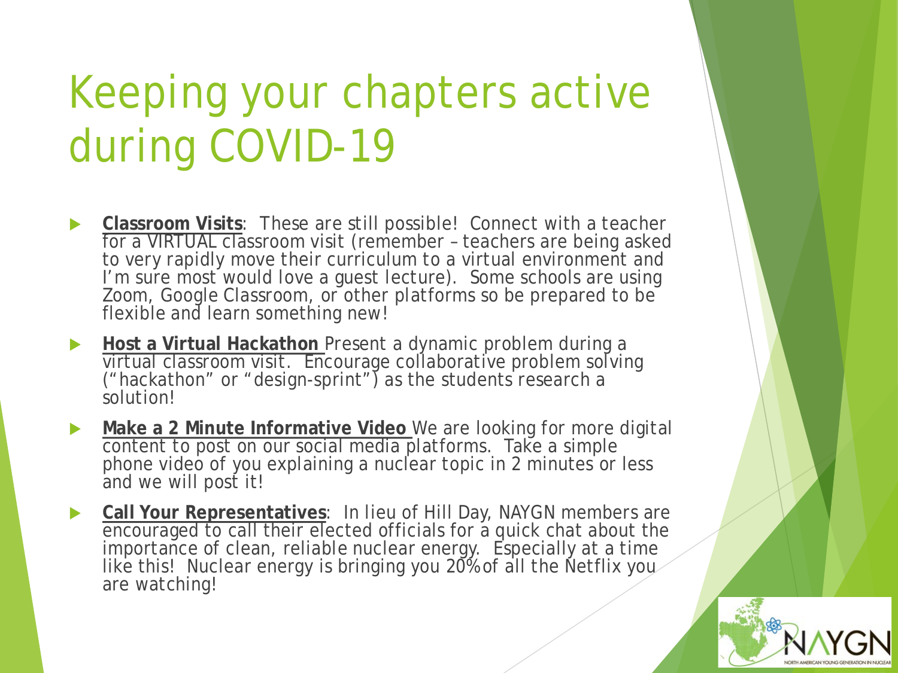# Keeping your chapters active during COVID-19

- **Classroom Visits**: These are still possible! Connect with a teacher for a VIRTUAL classroom visit (remember – teachers are being asked to very rapidly move their curriculum to a virtual environment and I'm sure most would love a guest lecture). Some schools are using Zoom, Google Classroom, or other platforms so be prepared to be flexible and learn something new!
- **Host a Virtual Hackathon** Present a dynamic problem during a virtual classroom visit. Encourage collaborative problem solving ("hackathon" or "design-sprint") as the students research a solution!
- **Make a 2 Minute Informative Video** We are looking for more digital content to post on our social media platforms. Take a simple phone video of you explaining a nuclear topic in 2 minutes or less and we will post it!
- **Call Your Representatives**: In lieu of Hill Day, NAYGN members are encouraged to call their elected officials for a quick chat about the importance of clean, reliable nuclear energy. Especially at a time like this! Nuclear energy is bringing you 20% of all the Netflix you are watching!

NAYGN
NORTH AMERICAN YOUNG GENERATION IN NUCLEAR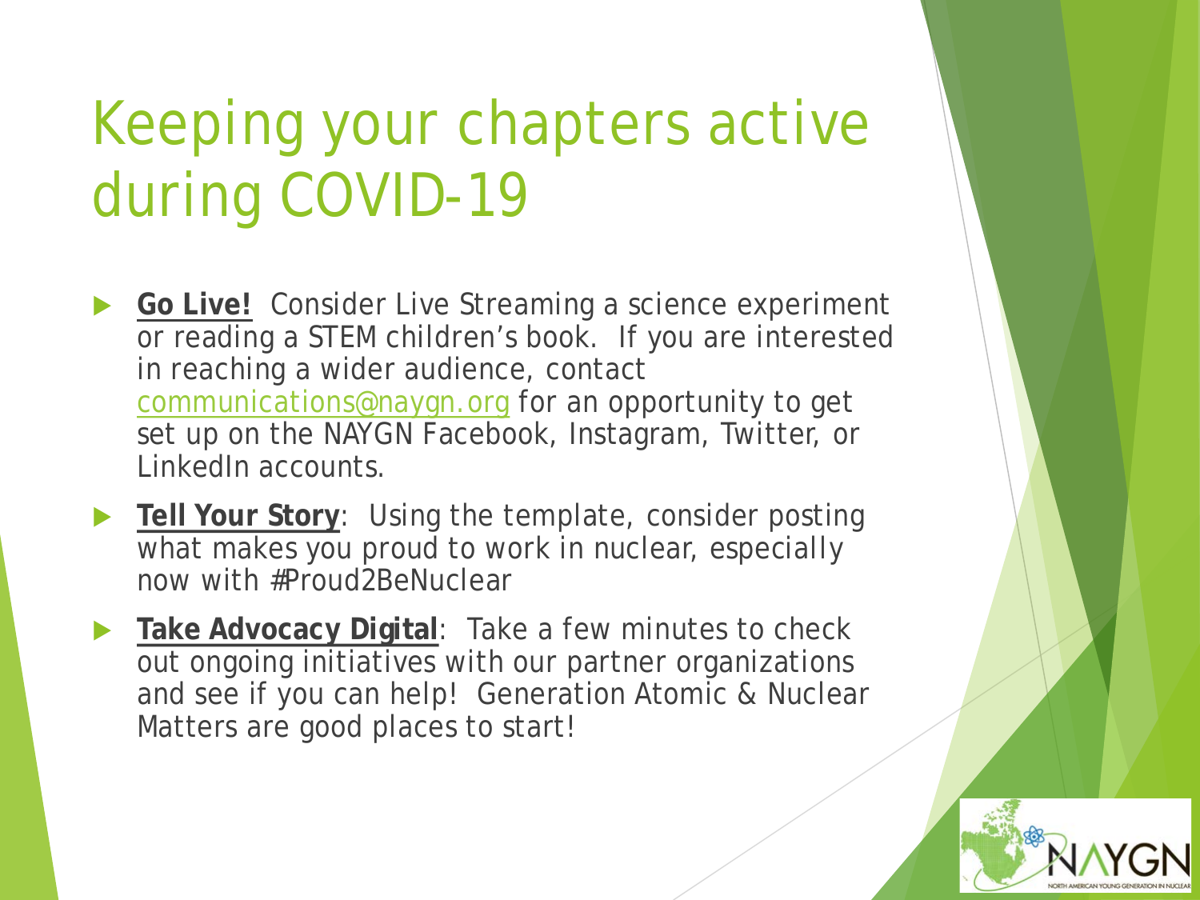# Keeping your chapters active during COVID-19

- **Go Live!** Consider Live Streaming a science experiment or reading a STEM children's book. If you are interested in reaching a wider audience, contact communications@naygn.org for an opportunity to get set up on the NAYGN Facebook, Instagram, Twitter, or LinkedIn accounts.
- **Tell Your Story**: Using the template, consider posting what makes you proud to work in nuclear, especially now with #Proud2BeNuclear
- **Take Advocacy Digital**: Take a few minutes to check out ongoing initiatives with our partner organizations and see if you can help! Generation Atomic & Nuclear Matters are good places to start!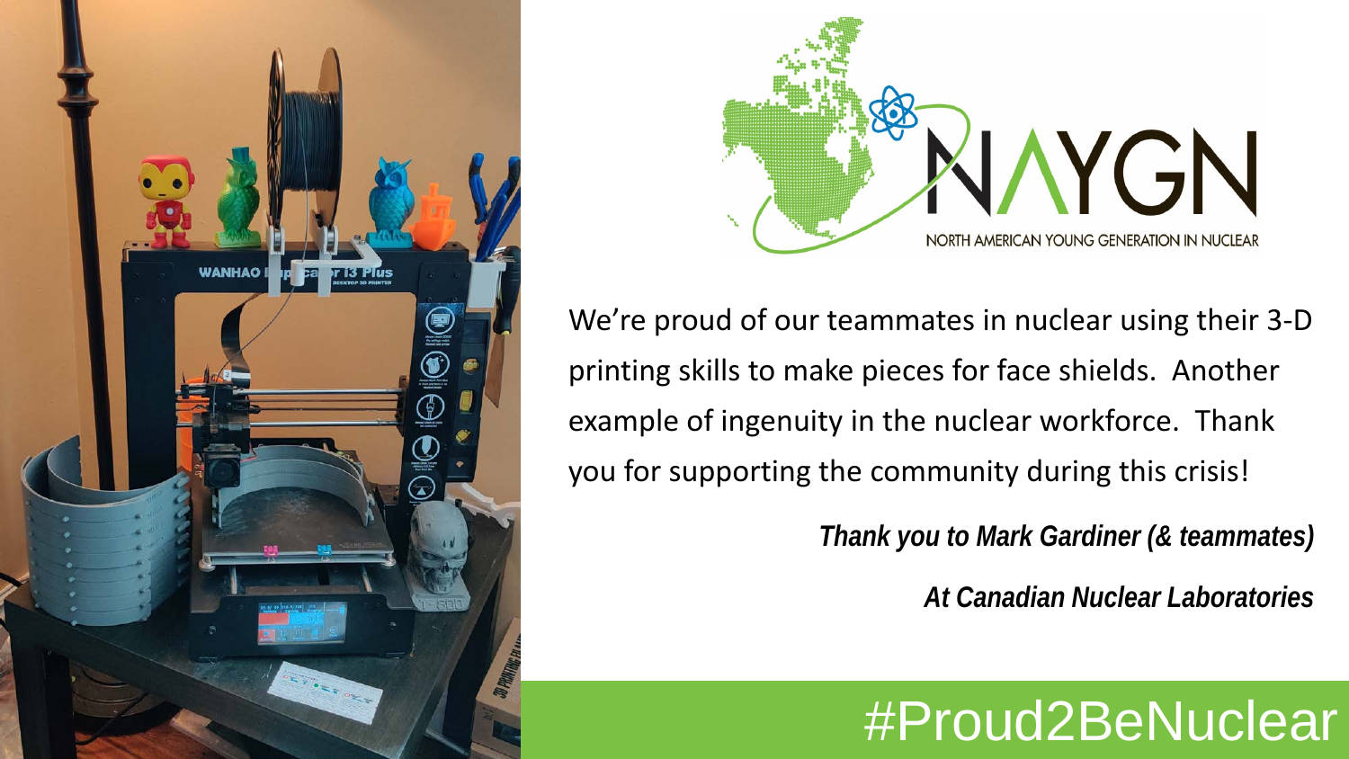NORTH AMERICAN YOUNG GENERATION IN NUCLEAR

We're proud of our teammates in nuclear using their 3-D printing skills to make pieces for face shields. Another example of ingenuity in the nuclear workforce. Thank you for supporting the community during this crisis!

***Thank you to Mark Gardiner (& teammates)***

***At Canadian Nuclear Laboratories***

#Proud2BeNuclear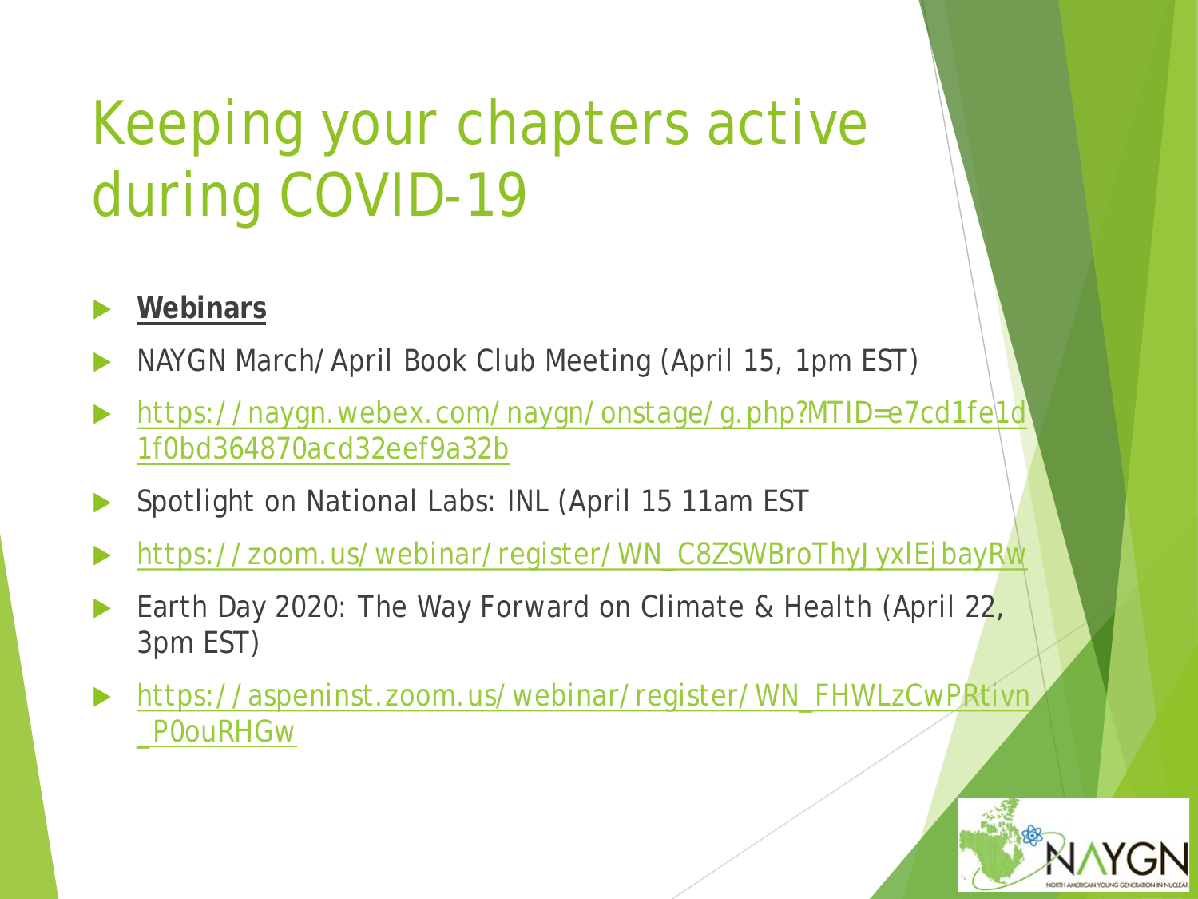# Keeping your chapters active during COVID-19

- **Webinars**
- NAYGN March/April Book Club Meeting (April 15, 1pm EST)
- https://naygn.webex.com/naygn/onstage/g.php?MTID=e7cd1fe1d1f0bd364870acd32eef9a32b
- Spotlight on National Labs: INL (April 15 11am EST
- https://zoom.us/webinar/register/WN_C8ZSWBroThyJyxlEjbayRw
- Earth Day 2020: The Way Forward on Climate & Health (April 22, 3pm EST)
- https://aspeninst.zoom.us/webinar/register/WN_FHWLzCwPRtivn_P0ouRHGw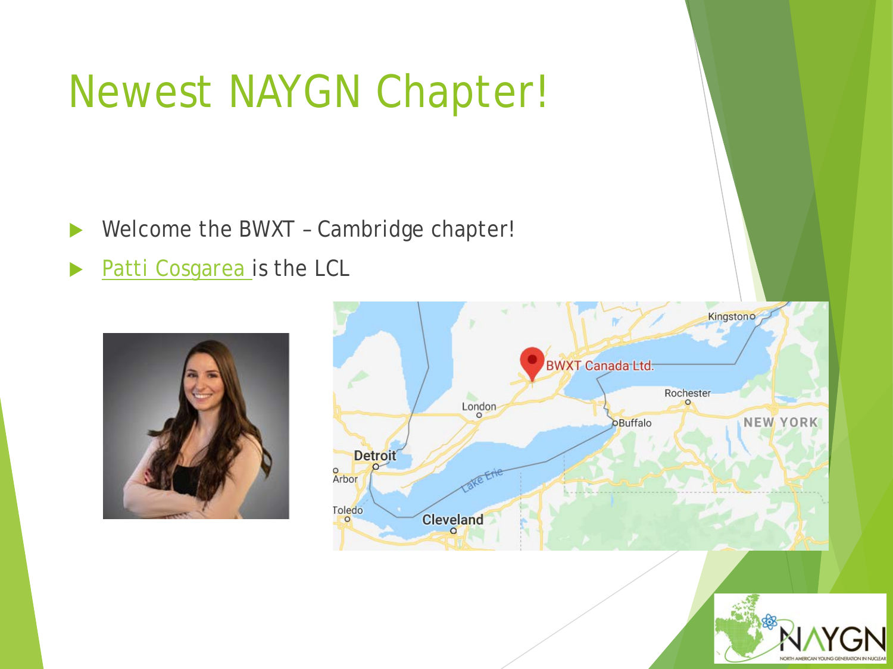# Newest NAYGN Chapter!

- Welcome the BWXT – Cambridge chapter!
- Patti Cosgarea is the LCL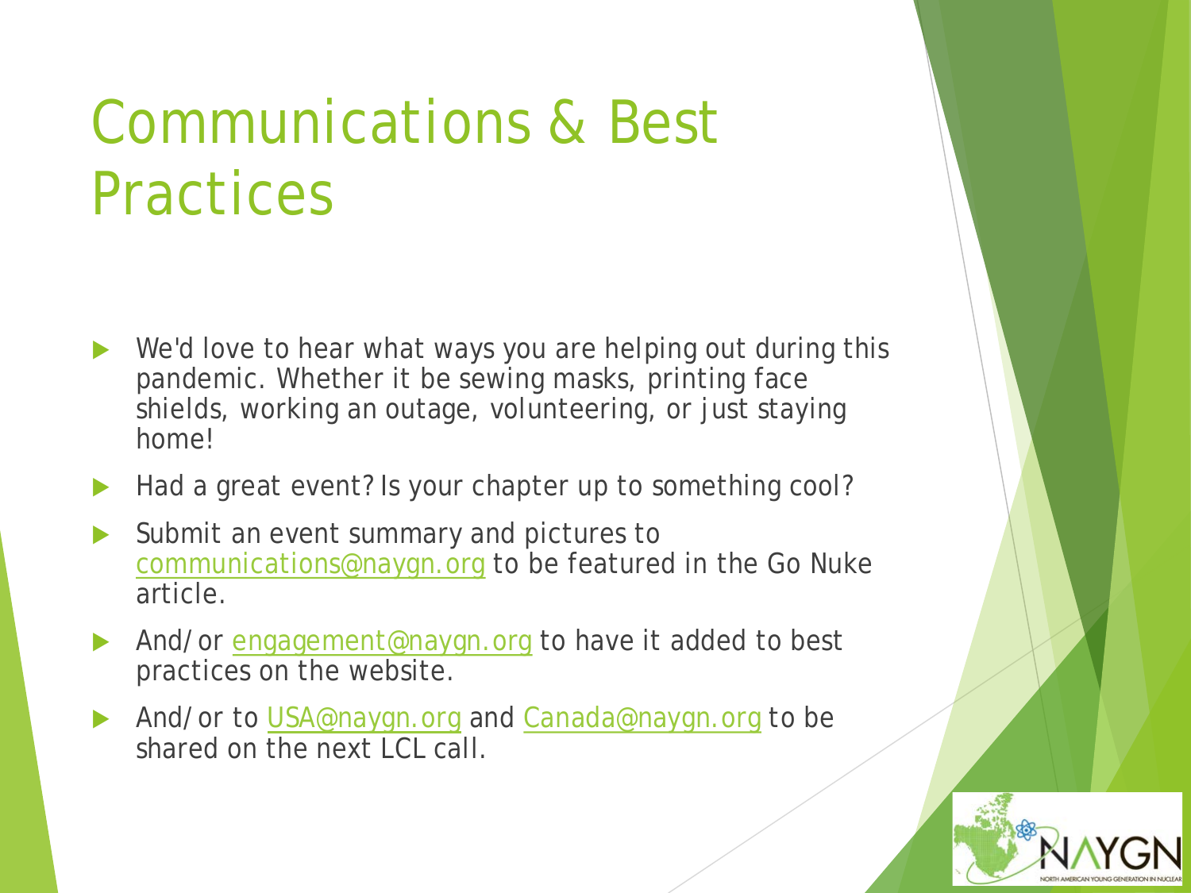# Communications & Best Practices

- We'd love to hear what ways you are helping out during this pandemic. Whether it be sewing masks, printing face shields, working an outage, volunteering, or just staying home!
- Had a great event? Is your chapter up to something cool?
- Submit an event summary and pictures to communications@naygn.org to be featured in the Go Nuke article.
- And/or engagement@naygn.org to have it added to best practices on the website.
- And/or to USA@naygn.org and Canada@naygn.org to be shared on the next LCL call.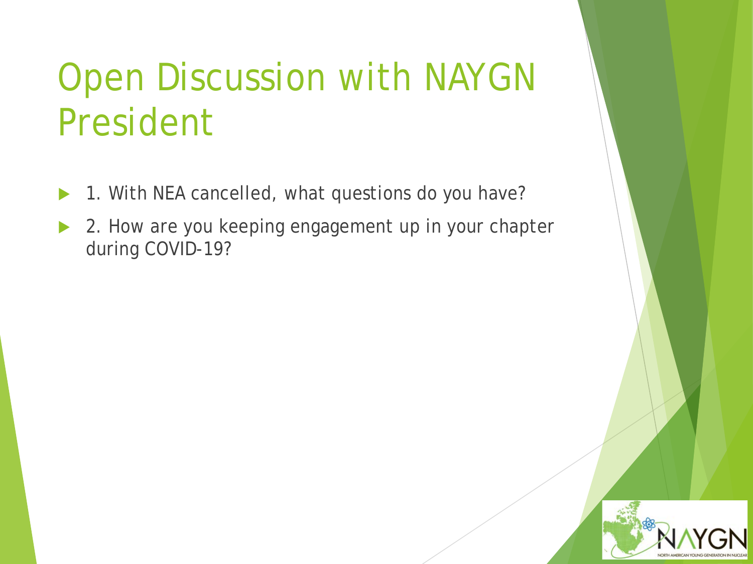# Open Discussion with NAYGN President

- 1. With NEA cancelled, what questions do you have?
- 2. How are you keeping engagement up in your chapter during COVID-19?